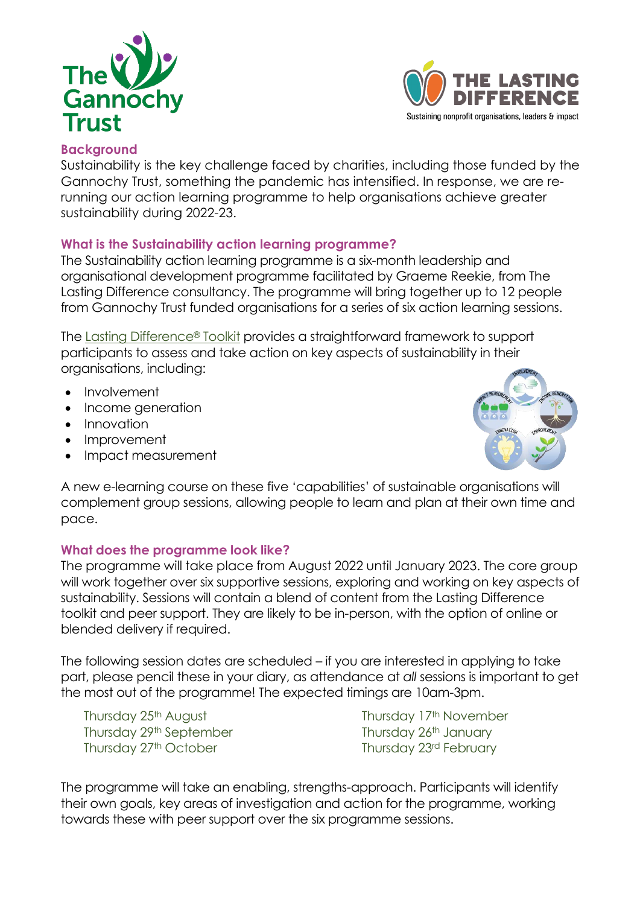## Background

Sustainability is the key challenge faced by charities, including those funded by the Gannochy Trust, something the pandemic has intensified. In response, we are re-running our action learning programme to help organisations achieve greater sustainability during 2022-23.

## What is the Sustainability action learning programme?

The Sustainability action learning programme is a six-month leadership and organisational development programme facilitated by Graeme Reekie, from The Lasting Difference consultancy. The programme will bring together up to 12 people from Gannochy Trust funded organisations for a series of six action learning sessions.

The Lasting Difference® Toolkit provides a straightforward framework to support participants to assess and take action on key aspects of sustainability in their organisations, including:

- Involvement
- Income generation
- Innovation
- Improvement
- Impact measurement

A new e-learning course on these five 'capabilities' of sustainable organisations will complement group sessions, allowing people to learn and plan at their own time and pace.

## What does the programme look like?

The programme will take place from August 2022 until January 2023. The core group will work together over six supportive sessions, exploring and working on key aspects of sustainability. Sessions will contain a blend of content from the Lasting Difference toolkit and peer support. They are likely to be in-person, with the option of online or blended delivery if required.

The following session dates are scheduled – if you are interested in applying to take part, please pencil these in your diary, as attendance at *all* sessions is important to get the most out of the programme! The expected timings are 10am-3pm.

Thursday 25th August
Thursday 29th September
Thursday 27th October
Thursday 17th November
Thursday 26th January
Thursday 23rd February

The programme will take an enabling, strengths-approach. Participants will identify their own goals, key areas of investigation and action for the programme, working towards these with peer support over the six programme sessions.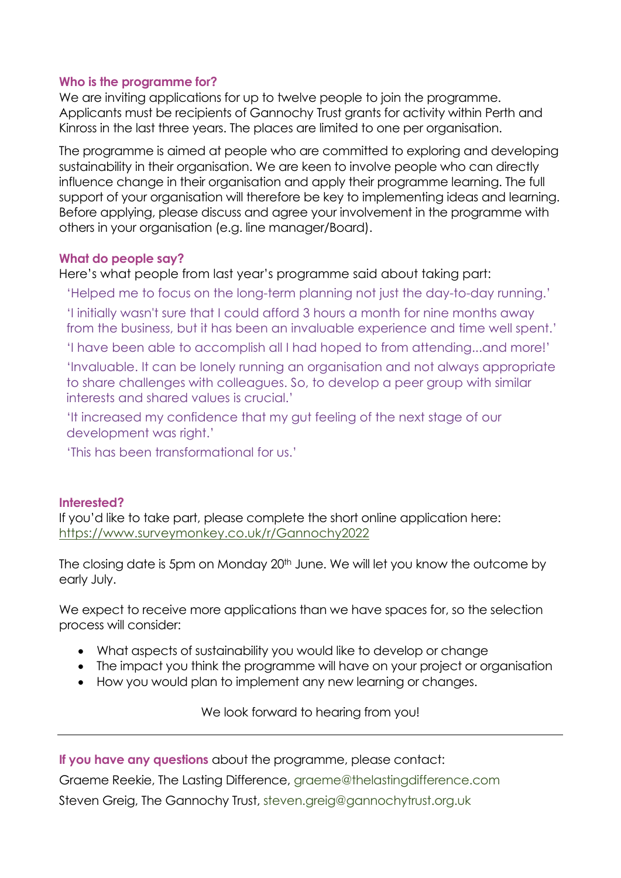### Who is the programme for?

We are inviting applications for up to twelve people to join the programme. Applicants must be recipients of Gannochy Trust grants for activity within Perth and Kinross in the last three years. The places are limited to one per organisation.

The programme is aimed at people who are committed to exploring and developing sustainability in their organisation. We are keen to involve people who can directly influence change in their organisation and apply their programme learning. The full support of your organisation will therefore be key to implementing ideas and learning. Before applying, please discuss and agree your involvement in the programme with others in your organisation (e.g. line manager/Board).

### What do people say?

Here's what people from last year's programme said about taking part:

'Helped me to focus on the long-term planning not just the day-to-day running.'

'I initially wasn't sure that I could afford 3 hours a month for nine months away from the business, but it has been an invaluable experience and time well spent.'

'I have been able to accomplish all I had hoped to from attending...and more!'

'Invaluable. It can be lonely running an organisation and not always appropriate to share challenges with colleagues. So, to develop a peer group with similar interests and shared values is crucial.'

'It increased my confidence that my gut feeling of the next stage of our development was right.'

'This has been transformational for us.'

### Interested?

If you'd like to take part, please complete the short online application here: https://www.surveymonkey.co.uk/r/Gannochy2022

The closing date is 5pm on Monday 20th June. We will let you know the outcome by early July.

We expect to receive more applications than we have spaces for, so the selection process will consider:

- What aspects of sustainability you would like to develop or change
- The impact you think the programme will have on your project or organisation
- How you would plan to implement any new learning or changes.

We look forward to hearing from you!

---

**If you have any questions** about the programme, please contact:

Graeme Reekie, The Lasting Difference, graeme@thelastingdifference.com

Steven Greig, The Gannochy Trust, steven.greig@gannochytrust.org.uk